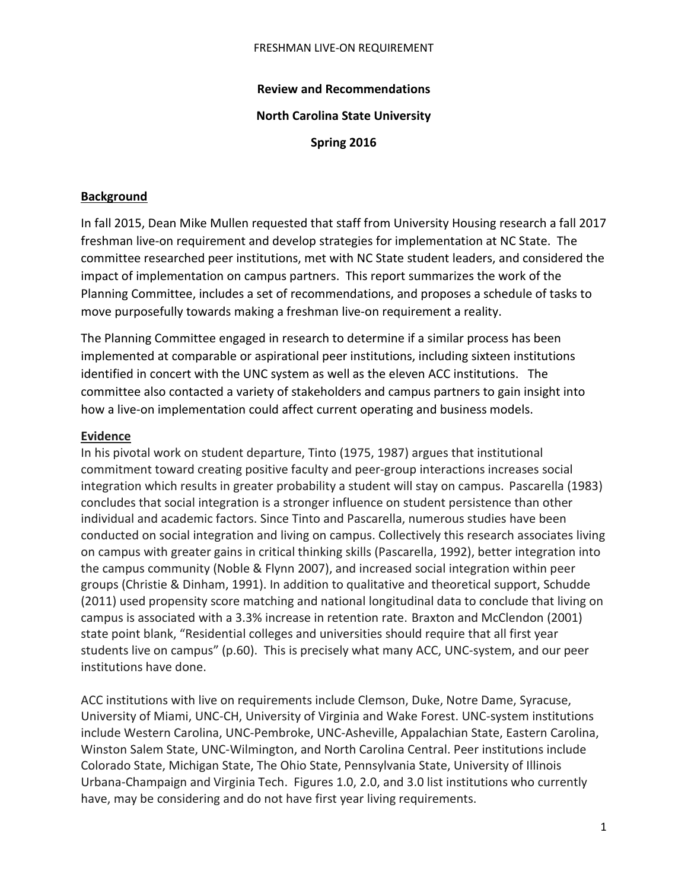# FRESHMAN LIVE-ON REQUIREMENT

**Review and Recommendations**

**North Carolina State University**

**Spring 2016**

## Background

In fall 2015, Dean Mike Mullen requested that staff from University Housing research a fall 2017 freshman live-on requirement and develop strategies for implementation at NC State. The committee researched peer institutions, met with NC State student leaders, and considered the impact of implementation on campus partners. This report summarizes the work of the Planning Committee, includes a set of recommendations, and proposes a schedule of tasks to move purposefully towards making a freshman live-on requirement a reality.

The Planning Committee engaged in research to determine if a similar process has been implemented at comparable or aspirational peer institutions, including sixteen institutions identified in concert with the UNC system as well as the eleven ACC institutions. The committee also contacted a variety of stakeholders and campus partners to gain insight into how a live-on implementation could affect current operating and business models.

## Evidence

In his pivotal work on student departure, Tinto (1975, 1987) argues that institutional commitment toward creating positive faculty and peer-group interactions increases social integration which results in greater probability a student will stay on campus. Pascarella (1983) concludes that social integration is a stronger influence on student persistence than other individual and academic factors. Since Tinto and Pascarella, numerous studies have been conducted on social integration and living on campus. Collectively this research associates living on campus with greater gains in critical thinking skills (Pascarella, 1992), better integration into the campus community (Noble & Flynn 2007), and increased social integration within peer groups (Christie & Dinham, 1991). In addition to qualitative and theoretical support, Schudde (2011) used propensity score matching and national longitudinal data to conclude that living on campus is associated with a 3.3% increase in retention rate. Braxton and McClendon (2001) state point blank, "Residential colleges and universities should require that all first year students live on campus" (p.60). This is precisely what many ACC, UNC-system, and our peer institutions have done.

ACC institutions with live on requirements include Clemson, Duke, Notre Dame, Syracuse, University of Miami, UNC-CH, University of Virginia and Wake Forest. UNC-system institutions include Western Carolina, UNC-Pembroke, UNC-Asheville, Appalachian State, Eastern Carolina, Winston Salem State, UNC-Wilmington, and North Carolina Central. Peer institutions include Colorado State, Michigan State, The Ohio State, Pennsylvania State, University of Illinois Urbana-Champaign and Virginia Tech. Figures 1.0, 2.0, and 3.0 list institutions who currently have, may be considering and do not have first year living requirements.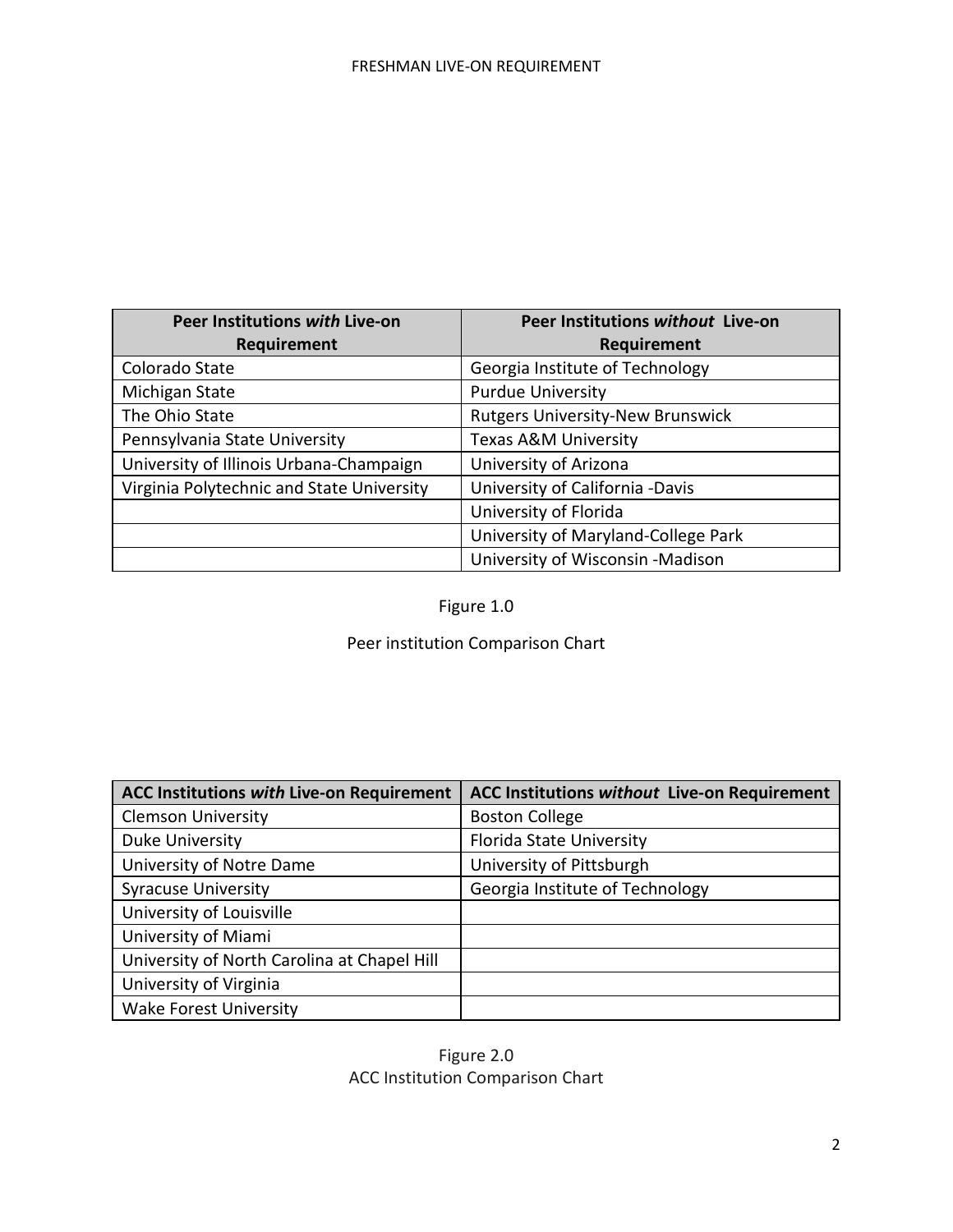| Peer Institutions *with* Live-on Requirement | Peer Institutions *without* Live-on Requirement |
| --- | --- |
| Colorado State | Georgia Institute of Technology |
| Michigan State | Purdue University |
| The Ohio State | Rutgers University-New Brunswick |
| Pennsylvania State University | Texas A&M University |
| University of Illinois Urbana-Champaign | University of Arizona |
| Virginia Polytechnic and State University | University of California -Davis |
| | University of Florida |
| | University of Maryland-College Park |
| | University of Wisconsin -Madison |

Figure 1.0

Peer institution Comparison Chart

| ACC Institutions *with* Live-on Requirement | ACC Institutions *without* Live-on Requirement |
| --- | --- |
| Clemson University | Boston College |
| Duke University | Florida State University |
| University of Notre Dame | University of Pittsburgh |
| Syracuse University | Georgia Institute of Technology |
| University of Louisville | |
| University of Miami | |
| University of North Carolina at Chapel Hill | |
| University of Virginia | |
| Wake Forest University | |

Figure 2.0

ACC Institution Comparison Chart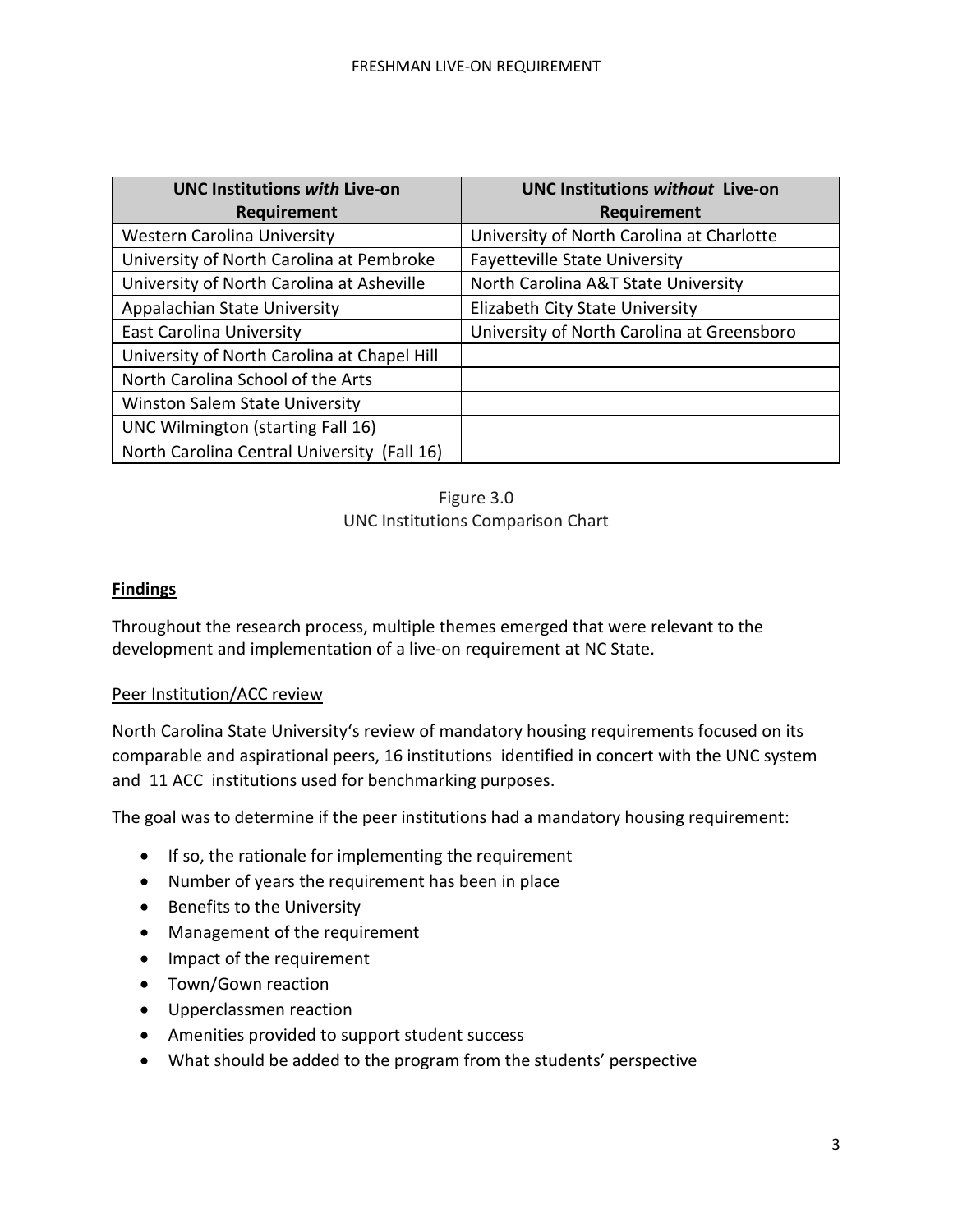| UNC Institutions *with* Live-on Requirement | UNC Institutions *without* Live-on Requirement |
|---|---|
| Western Carolina University | University of North Carolina at Charlotte |
| University of North Carolina at Pembroke | Fayetteville State University |
| University of North Carolina at Asheville | North Carolina A&T State University |
| Appalachian State University | Elizabeth City State University |
| East Carolina University | University of North Carolina at Greensboro |
| University of North Carolina at Chapel Hill | |
| North Carolina School of the Arts | |
| Winston Salem State University | |
| UNC Wilmington (starting Fall 16) | |
| North Carolina Central University (Fall 16) | |

Figure 3.0
UNC Institutions Comparison Chart

## Findings

Throughout the research process, multiple themes emerged that were relevant to the development and implementation of a live-on requirement at NC State.

### Peer Institution/ACC review

North Carolina State University's review of mandatory housing requirements focused on its comparable and aspirational peers, 16 institutions identified in concert with the UNC system and 11 ACC institutions used for benchmarking purposes.

The goal was to determine if the peer institutions had a mandatory housing requirement:

- If so, the rationale for implementing the requirement
- Number of years the requirement has been in place
- Benefits to the University
- Management of the requirement
- Impact of the requirement
- Town/Gown reaction
- Upperclassmen reaction
- Amenities provided to support student success
- What should be added to the program from the students' perspective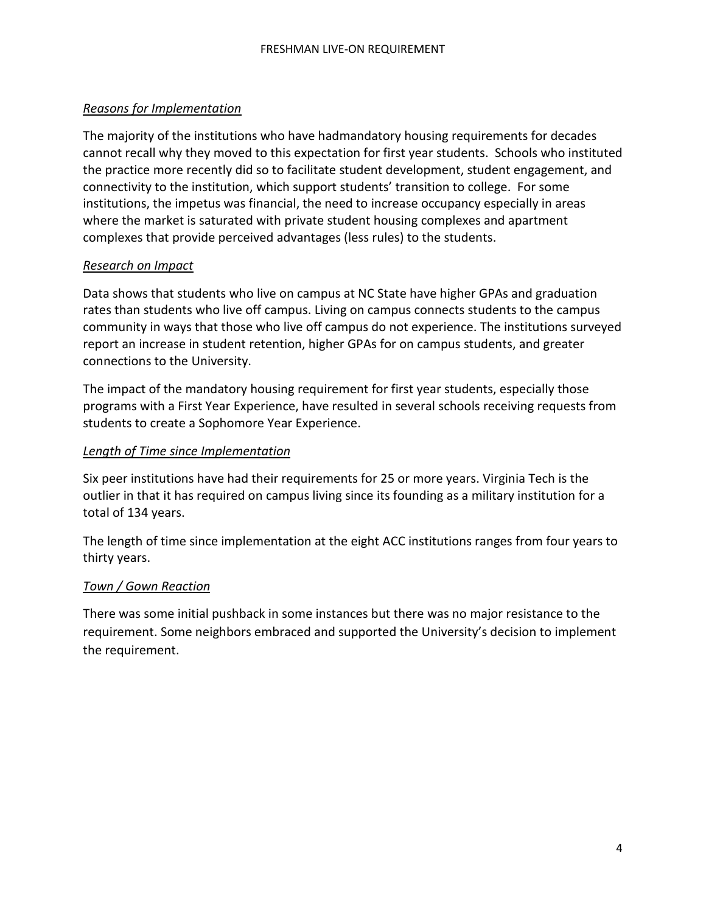*Reasons for Implementation*

The majority of the institutions who have hadmandatory housing requirements for decades cannot recall why they moved to this expectation for first year students. Schools who instituted the practice more recently did so to facilitate student development, student engagement, and connectivity to the institution, which support students' transition to college. For some institutions, the impetus was financial, the need to increase occupancy especially in areas where the market is saturated with private student housing complexes and apartment complexes that provide perceived advantages (less rules) to the students.

*Research on Impact*

Data shows that students who live on campus at NC State have higher GPAs and graduation rates than students who live off campus. Living on campus connects students to the campus community in ways that those who live off campus do not experience. The institutions surveyed report an increase in student retention, higher GPAs for on campus students, and greater connections to the University.

The impact of the mandatory housing requirement for first year students, especially those programs with a First Year Experience, have resulted in several schools receiving requests from students to create a Sophomore Year Experience.

*Length of Time since Implementation*

Six peer institutions have had their requirements for 25 or more years. Virginia Tech is the outlier in that it has required on campus living since its founding as a military institution for a total of 134 years.

The length of time since implementation at the eight ACC institutions ranges from four years to thirty years.

*Town / Gown Reaction*

There was some initial pushback in some instances but there was no major resistance to the requirement. Some neighbors embraced and supported the University's decision to implement the requirement.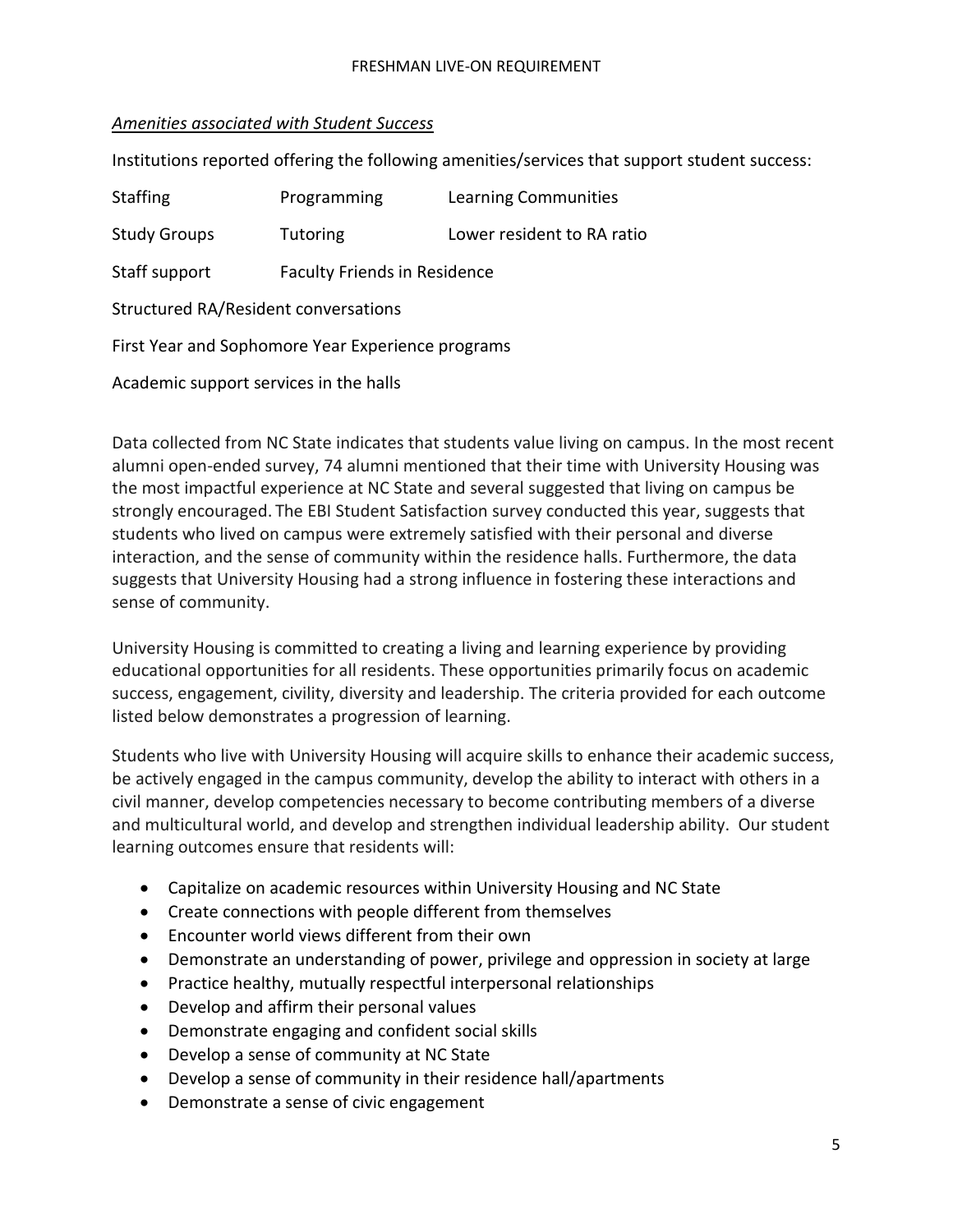*Amenities associated with Student Success*

Institutions reported offering the following amenities/services that support student success:

| | | |
|---|---|---|
| Staffing | Programming | Learning Communities |
| Study Groups | Tutoring | Lower resident to RA ratio |
| Staff support | Faculty Friends in Residence | |

Structured RA/Resident conversations

First Year and Sophomore Year Experience programs

Academic support services in the halls

Data collected from NC State indicates that students value living on campus. In the most recent alumni open-ended survey, 74 alumni mentioned that their time with University Housing was the most impactful experience at NC State and several suggested that living on campus be strongly encouraged. The EBI Student Satisfaction survey conducted this year, suggests that students who lived on campus were extremely satisfied with their personal and diverse interaction, and the sense of community within the residence halls. Furthermore, the data suggests that University Housing had a strong influence in fostering these interactions and sense of community.

University Housing is committed to creating a living and learning experience by providing educational opportunities for all residents. These opportunities primarily focus on academic success, engagement, civility, diversity and leadership. The criteria provided for each outcome listed below demonstrates a progression of learning.

Students who live with University Housing will acquire skills to enhance their academic success, be actively engaged in the campus community, develop the ability to interact with others in a civil manner, develop competencies necessary to become contributing members of a diverse and multicultural world, and develop and strengthen individual leadership ability. Our student learning outcomes ensure that residents will:

- Capitalize on academic resources within University Housing and NC State
- Create connections with people different from themselves
- Encounter world views different from their own
- Demonstrate an understanding of power, privilege and oppression in society at large
- Practice healthy, mutually respectful interpersonal relationships
- Develop and affirm their personal values
- Demonstrate engaging and confident social skills
- Develop a sense of community at NC State
- Develop a sense of community in their residence hall/apartments
- Demonstrate a sense of civic engagement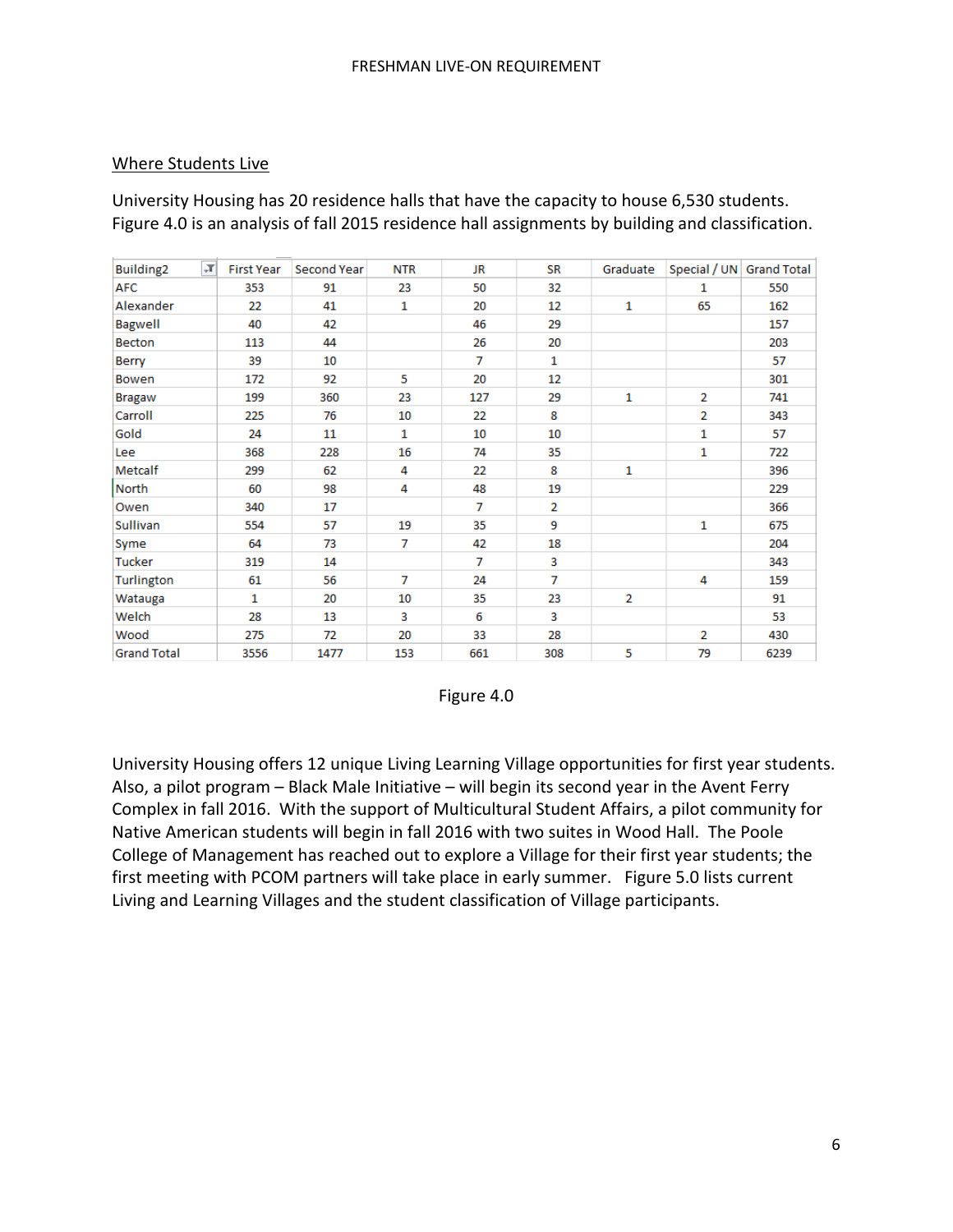## Where Students Live

University Housing has 20 residence halls that have the capacity to house 6,530 students. Figure 4.0 is an analysis of fall 2015 residence hall assignments by building and classification.

| Building2 | First Year | Second Year | NTR | JR | SR | Graduate | Special / UN | Grand Total |
|---|---|---|---|---|---|---|---|---|
| AFC | 353 | 91 | 23 | 50 | 32 | | 1 | 550 |
| Alexander | 22 | 41 | 1 | 20 | 12 | 1 | 65 | 162 |
| Bagwell | 40 | 42 | | 46 | 29 | | | 157 |
| Becton | 113 | 44 | | 26 | 20 | | | 203 |
| Berry | 39 | 10 | | 7 | 1 | | | 57 |
| Bowen | 172 | 92 | 5 | 20 | 12 | | | 301 |
| Bragaw | 199 | 360 | 23 | 127 | 29 | 1 | 2 | 741 |
| Carroll | 225 | 76 | 10 | 22 | 8 | | 2 | 343 |
| Gold | 24 | 11 | 1 | 10 | 10 | | 1 | 57 |
| Lee | 368 | 228 | 16 | 74 | 35 | | 1 | 722 |
| Metcalf | 299 | 62 | 4 | 22 | 8 | 1 | | 396 |
| North | 60 | 98 | 4 | 48 | 19 | | | 229 |
| Owen | 340 | 17 | | 7 | 2 | | | 366 |
| Sullivan | 554 | 57 | 19 | 35 | 9 | | 1 | 675 |
| Syme | 64 | 73 | 7 | 42 | 18 | | | 204 |
| Tucker | 319 | 14 | | 7 | 3 | | | 343 |
| Turlington | 61 | 56 | 7 | 24 | 7 | | 4 | 159 |
| Watauga | 1 | 20 | 10 | 35 | 23 | 2 | | 91 |
| Welch | 28 | 13 | 3 | 6 | 3 | | | 53 |
| Wood | 275 | 72 | 20 | 33 | 28 | | 2 | 430 |
| Grand Total | 3556 | 1477 | 153 | 661 | 308 | 5 | 79 | 6239 |

Figure 4.0

University Housing offers 12 unique Living Learning Village opportunities for first year students. Also, a pilot program – Black Male Initiative – will begin its second year in the Avent Ferry Complex in fall 2016. With the support of Multicultural Student Affairs, a pilot community for Native American students will begin in fall 2016 with two suites in Wood Hall. The Poole College of Management has reached out to explore a Village for their first year students; the first meeting with PCOM partners will take place in early summer. Figure 5.0 lists current Living and Learning Villages and the student classification of Village participants.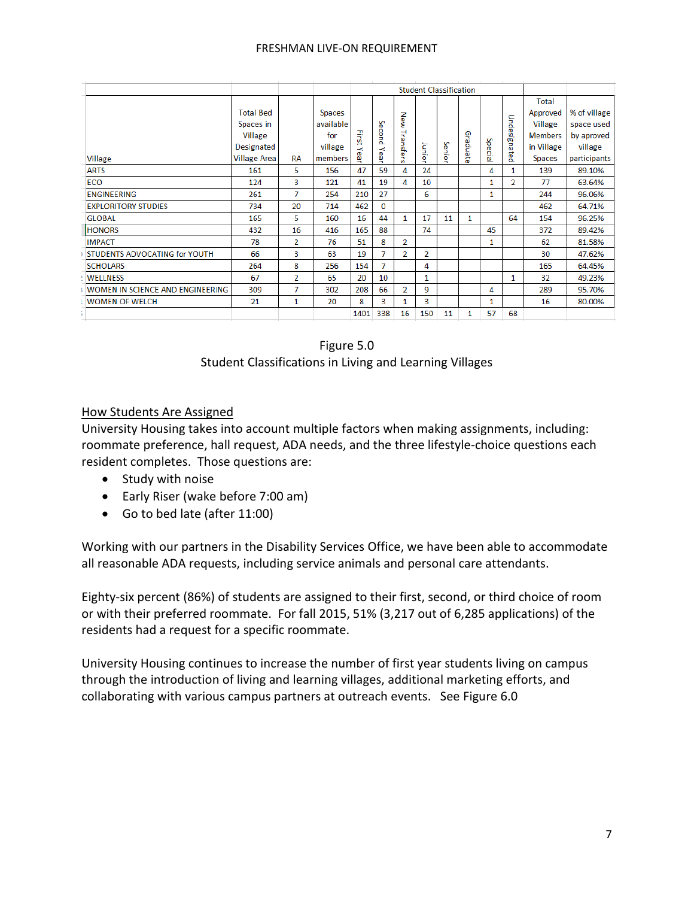| | | | | Student Classification | | | | | | | | | |
|---|---|---|---|---|---|---|---|---|---|---|---|---|---|
| Village | Total Bed Spaces in Village Designated Village Area | RA | Spaces available for village members | First Year | Second Year | New Transfers | Junior | Senior | Graduate | Special | Undesignated | Total Approved Village Members in Village Spaces | % of village space used by aproved village participants |
| ARTS | 161 | 5 | 156 | 47 | 59 | 4 | 24 | | | 4 | 1 | 139 | 89.10% |
| ECO | 124 | 3 | 121 | 41 | 19 | 4 | 10 | | | 1 | 2 | 77 | 63.64% |
| ENGINEERING | 261 | 7 | 254 | 210 | 27 | | 6 | | | 1 | | 244 | 96.06% |
| EXPLORITORY STUDIES | 734 | 20 | 714 | 462 | 0 | | | | | | | 462 | 64.71% |
| GLOBAL | 165 | 5 | 160 | 16 | 44 | 1 | 17 | 11 | 1 | | 64 | 154 | 96.25% |
| HONORS | 432 | 16 | 416 | 165 | 88 | | 74 | | | 45 | | 372 | 89.42% |
| IMPACT | 78 | 2 | 76 | 51 | 8 | 2 | | | | 1 | | 62 | 81.58% |
| STUDENTS ADVOCATING for YOUTH | 66 | 3 | 63 | 19 | 7 | 2 | 2 | | | | | 30 | 47.62% |
| SCHOLARS | 264 | 8 | 256 | 154 | 7 | | 4 | | | | | 165 | 64.45% |
| WELLNESS | 67 | 2 | 65 | 20 | 10 | | 1 | | | | 1 | 32 | 49.23% |
| WOMEN IN SCIENCE AND ENGINEERING | 309 | 7 | 302 | 208 | 66 | 2 | 9 | | | 4 | | 289 | 95.70% |
| WOMEN OF WELCH | 21 | 1 | 20 | 8 | 3 | 1 | 3 | | | 1 | | 16 | 80.00% |
| | | | | 1401 | 338 | 16 | 150 | 11 | 1 | 57 | 68 | | |

Figure 5.0
Student Classifications in Living and Learning Villages

## How Students Are Assigned

University Housing takes into account multiple factors when making assignments, including: roommate preference, hall request, ADA needs, and the three lifestyle-choice questions each resident completes. Those questions are:

- Study with noise
- Early Riser (wake before 7:00 am)
- Go to bed late (after 11:00)

Working with our partners in the Disability Services Office, we have been able to accommodate all reasonable ADA requests, including service animals and personal care attendants.

Eighty-six percent (86%) of students are assigned to their first, second, or third choice of room or with their preferred roommate. For fall 2015, 51% (3,217 out of 6,285 applications) of the residents had a request for a specific roommate.

University Housing continues to increase the number of first year students living on campus through the introduction of living and learning villages, additional marketing efforts, and collaborating with various campus partners at outreach events. See Figure 6.0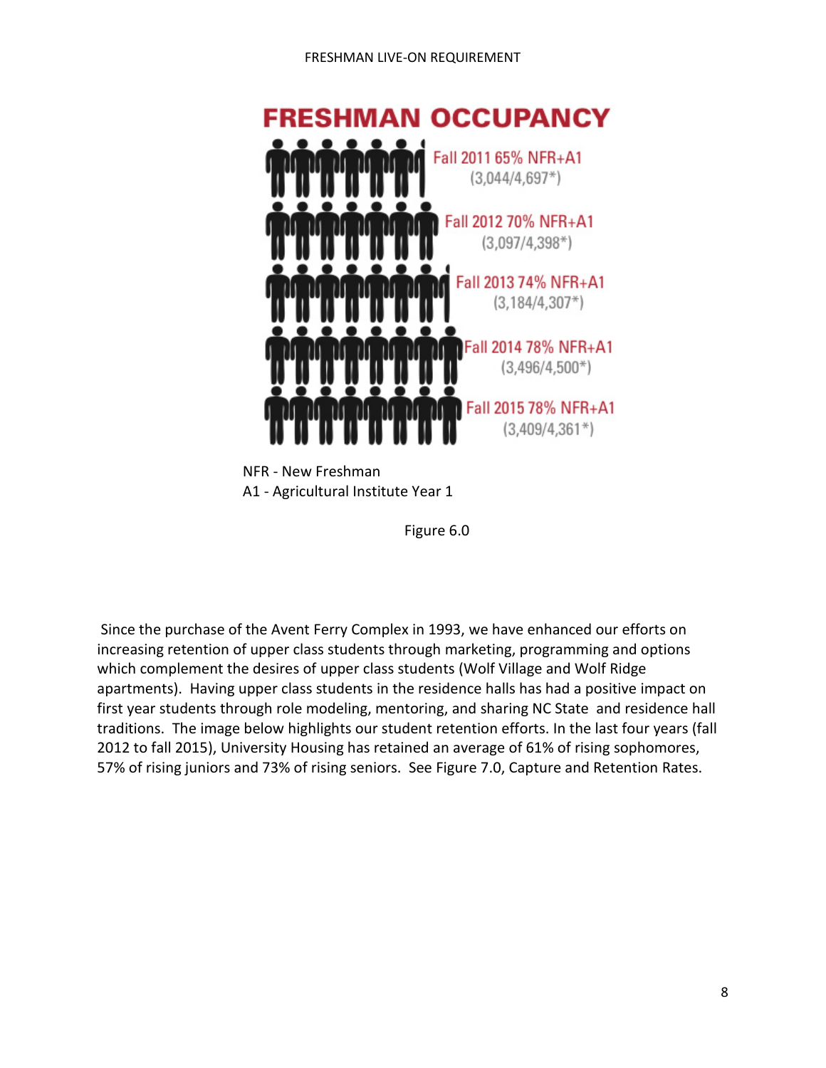## FRESHMAN OCCUPANCY

Fall 2011 65% NFR+A1
(3,044/4,697*)

Fall 2012 70% NFR+A1
(3,097/4,398*)

Fall 2013 74% NFR+A1
(3,184/4,307*)

Fall 2014 78% NFR+A1
(3,496/4,500*)

Fall 2015 78% NFR+A1
(3,409/4,361*)

NFR - New Freshman
A1 - Agricultural Institute Year 1

Figure 6.0

Since the purchase of the Avent Ferry Complex in 1993, we have enhanced our efforts on increasing retention of upper class students through marketing, programming and options which complement the desires of upper class students (Wolf Village and Wolf Ridge apartments). Having upper class students in the residence halls has had a positive impact on first year students through role modeling, mentoring, and sharing NC State and residence hall traditions. The image below highlights our student retention efforts. In the last four years (fall 2012 to fall 2015), University Housing has retained an average of 61% of rising sophomores, 57% of rising juniors and 73% of rising seniors. See Figure 7.0, Capture and Retention Rates.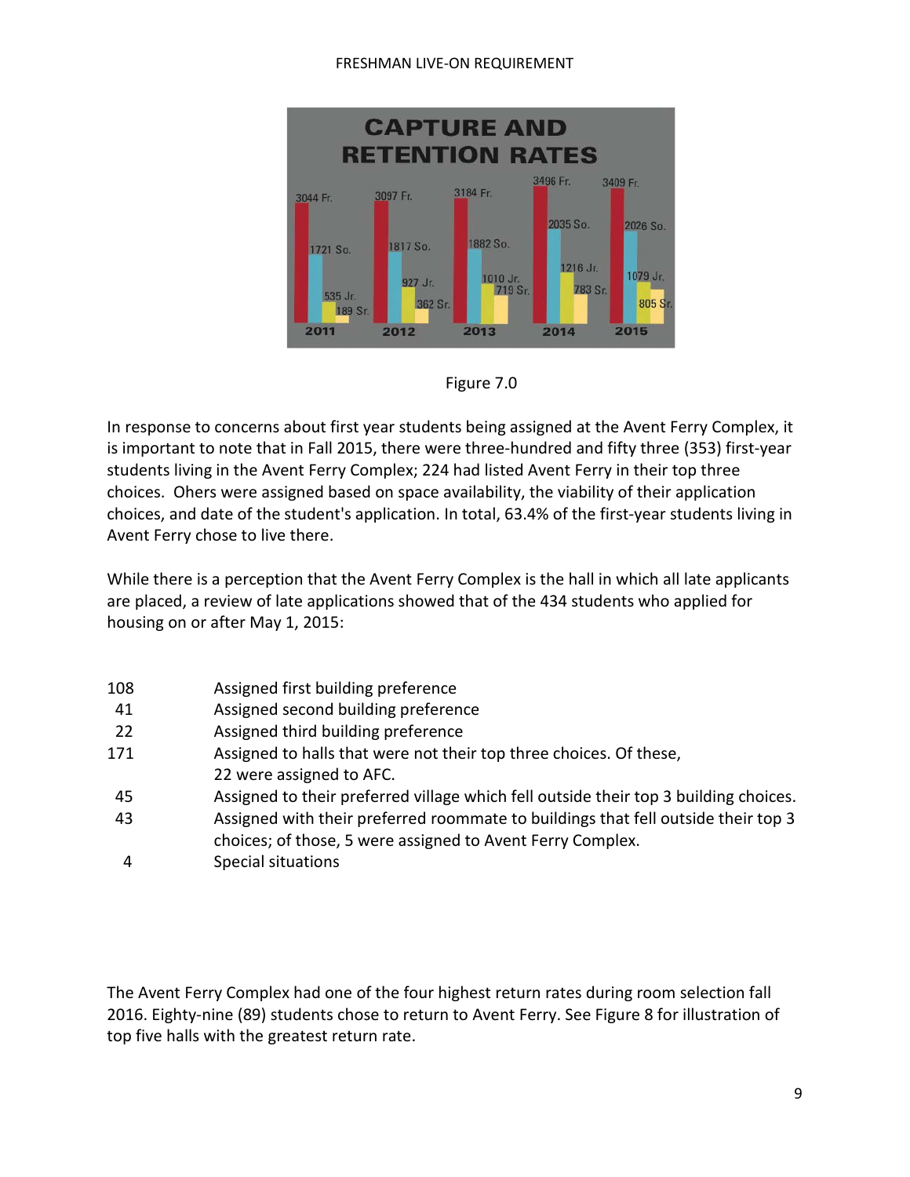CAPTURE AND RETENTION RATES

| Year | Fr. | So. | Jr. | Sr. |
|---|---|---|---|---|
| 2011 | 3044 | 1721 | 535 | 189 |
| 2012 | 3097 | 1817 | 927 | 362 |
| 2013 | 3184 | 1882 | 1010 | 719 |
| 2014 | 3496 | 2035 | 1216 | 783 |
| 2015 | 3409 | 2026 | 1079 | 805 |

Figure 7.0

In response to concerns about first year students being assigned at the Avent Ferry Complex, it is important to note that in Fall 2015, there were three-hundred and fifty three (353) first-year students living in the Avent Ferry Complex; 224 had listed Avent Ferry in their top three choices. Ohers were assigned based on space availability, the viability of their application choices, and date of the student's application. In total, 63.4% of the first-year students living in Avent Ferry chose to live there.

While there is a perception that the Avent Ferry Complex is the hall in which all late applicants are placed, a review of late applications showed that of the 434 students who applied for housing on or after May 1, 2015:

| | |
|---|---|
| 108 | Assigned first building preference |
| 41 | Assigned second building preference |
| 22 | Assigned third building preference |
| 171 | Assigned to halls that were not their top three choices. Of these, 22 were assigned to AFC. |
| 45 | Assigned to their preferred village which fell outside their top 3 building choices. |
| 43 | Assigned with their preferred roommate to buildings that fell outside their top 3 choices; of those, 5 were assigned to Avent Ferry Complex. |
| 4 | Special situations |

The Avent Ferry Complex had one of the four highest return rates during room selection fall 2016. Eighty-nine (89) students chose to return to Avent Ferry. See Figure 8 for illustration of top five halls with the greatest return rate.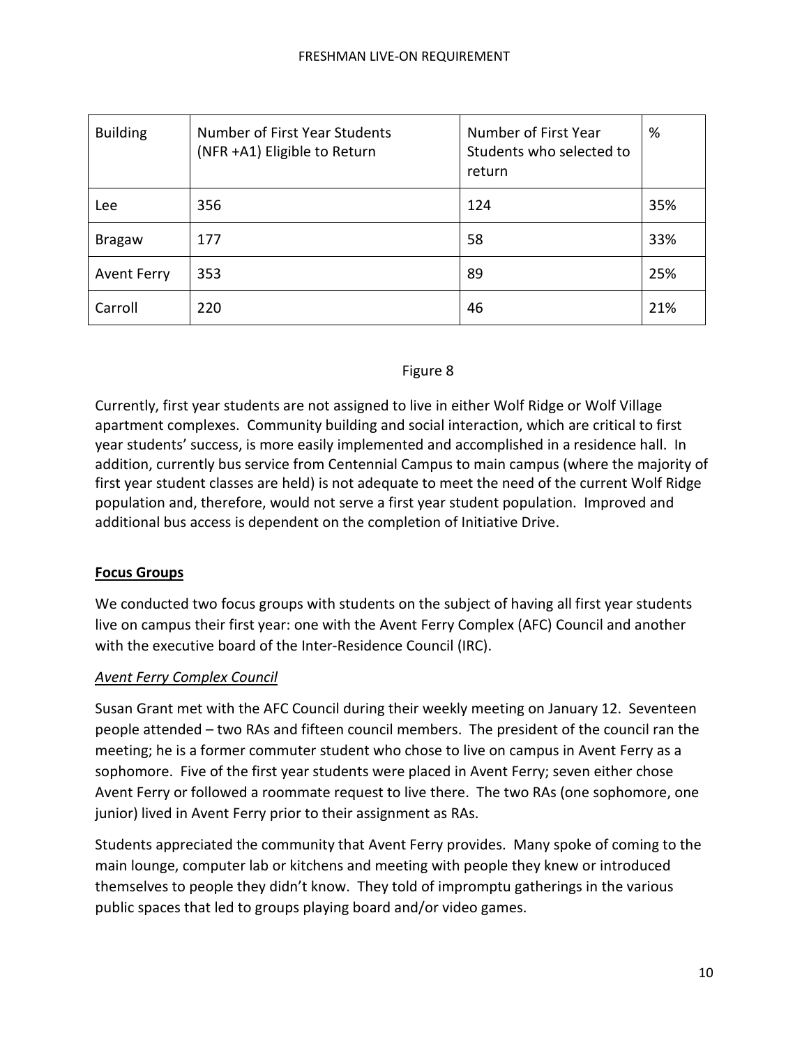| Building | Number of First Year Students (NFR +A1) Eligible to Return | Number of First Year Students who selected to return | % |
|---|---|---|---|
| Lee | 356 | 124 | 35% |
| Bragaw | 177 | 58 | 33% |
| Avent Ferry | 353 | 89 | 25% |
| Carroll | 220 | 46 | 21% |

Figure 8

Currently, first year students are not assigned to live in either Wolf Ridge or Wolf Village apartment complexes. Community building and social interaction, which are critical to first year students' success, is more easily implemented and accomplished in a residence hall. In addition, currently bus service from Centennial Campus to main campus (where the majority of first year student classes are held) is not adequate to meet the need of the current Wolf Ridge population and, therefore, would not serve a first year student population. Improved and additional bus access is dependent on the completion of Initiative Drive.

## Focus Groups

We conducted two focus groups with students on the subject of having all first year students live on campus their first year: one with the Avent Ferry Complex (AFC) Council and another with the executive board of the Inter-Residence Council (IRC).

### *Avent Ferry Complex Council*

Susan Grant met with the AFC Council during their weekly meeting on January 12. Seventeen people attended – two RAs and fifteen council members. The president of the council ran the meeting; he is a former commuter student who chose to live on campus in Avent Ferry as a sophomore. Five of the first year students were placed in Avent Ferry; seven either chose Avent Ferry or followed a roommate request to live there. The two RAs (one sophomore, one junior) lived in Avent Ferry prior to their assignment as RAs.

Students appreciated the community that Avent Ferry provides. Many spoke of coming to the main lounge, computer lab or kitchens and meeting with people they knew or introduced themselves to people they didn't know. They told of impromptu gatherings in the various public spaces that led to groups playing board and/or video games.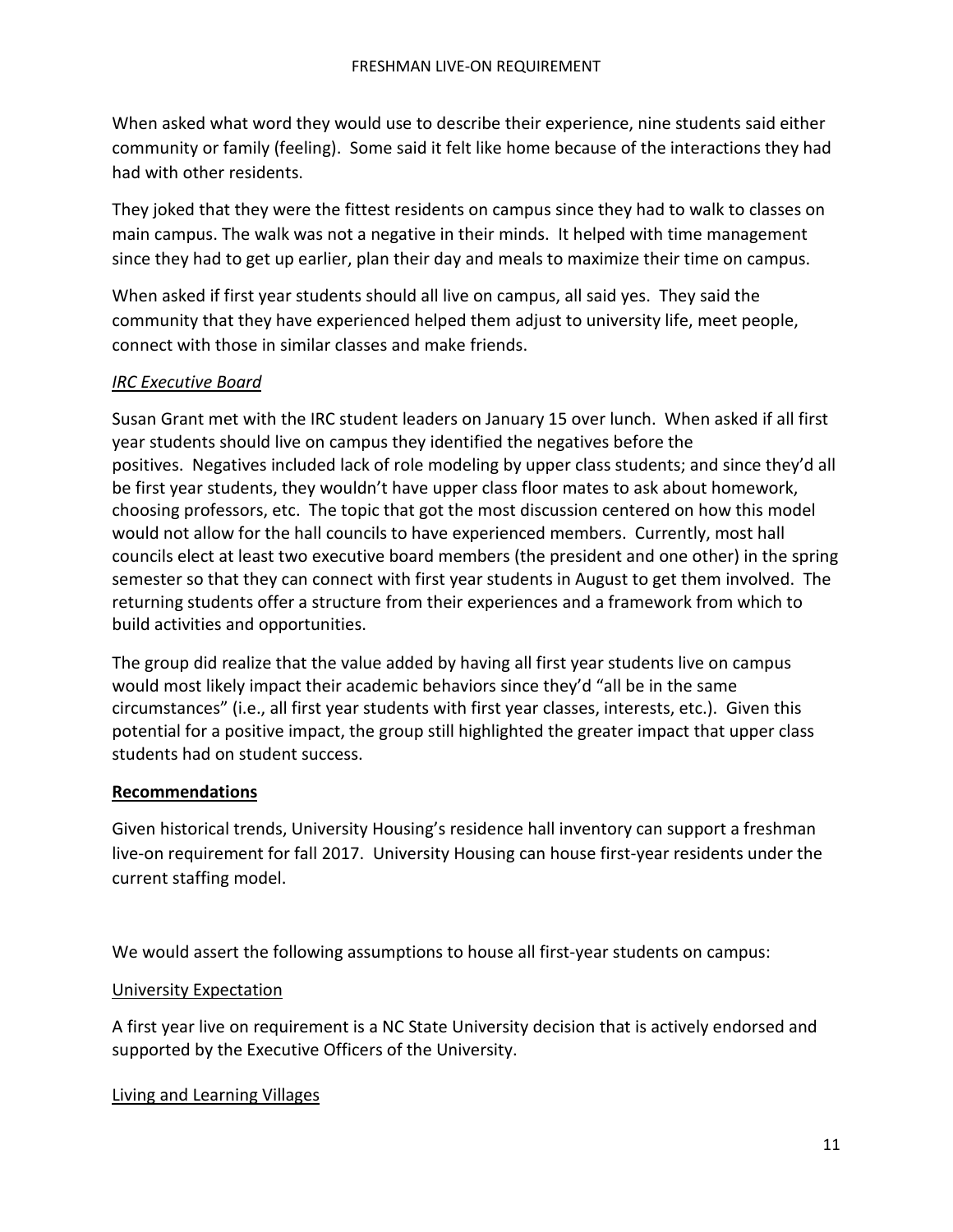When asked what word they would use to describe their experience, nine students said either community or family (feeling). Some said it felt like home because of the interactions they had had with other residents.

They joked that they were the fittest residents on campus since they had to walk to classes on main campus. The walk was not a negative in their minds. It helped with time management since they had to get up earlier, plan their day and meals to maximize their time on campus.

When asked if first year students should all live on campus, all said yes. They said the community that they have experienced helped them adjust to university life, meet people, connect with those in similar classes and make friends.

*IRC Executive Board*

Susan Grant met with the IRC student leaders on January 15 over lunch. When asked if all first year students should live on campus they identified the negatives before the positives. Negatives included lack of role modeling by upper class students; and since they'd all be first year students, they wouldn't have upper class floor mates to ask about homework, choosing professors, etc. The topic that got the most discussion centered on how this model would not allow for the hall councils to have experienced members. Currently, most hall councils elect at least two executive board members (the president and one other) in the spring semester so that they can connect with first year students in August to get them involved. The returning students offer a structure from their experiences and a framework from which to build activities and opportunities.

The group did realize that the value added by having all first year students live on campus would most likely impact their academic behaviors since they'd "all be in the same circumstances" (i.e., all first year students with first year classes, interests, etc.). Given this potential for a positive impact, the group still highlighted the greater impact that upper class students had on student success.

## Recommendations

Given historical trends, University Housing's residence hall inventory can support a freshman live-on requirement for fall 2017. University Housing can house first-year residents under the current staffing model.

We would assert the following assumptions to house all first-year students on campus:

University Expectation

A first year live on requirement is a NC State University decision that is actively endorsed and supported by the Executive Officers of the University.

Living and Learning Villages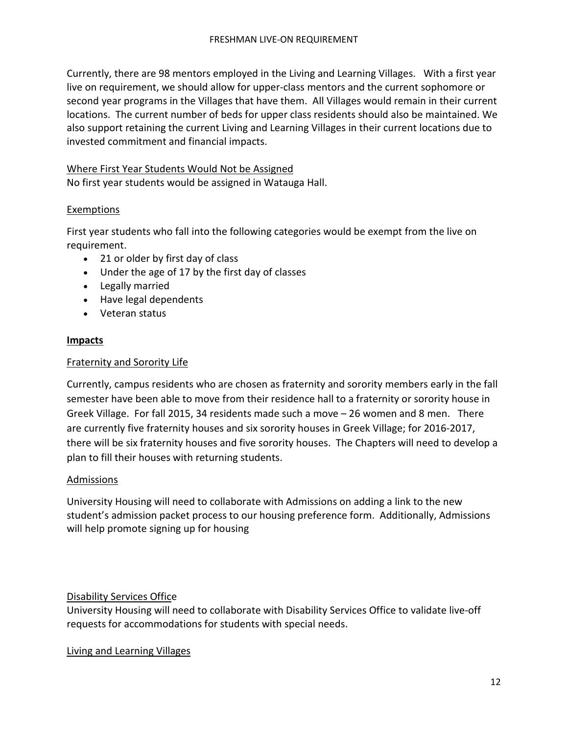Currently, there are 98 mentors employed in the Living and Learning Villages. With a first year live on requirement, we should allow for upper-class mentors and the current sophomore or second year programs in the Villages that have them. All Villages would remain in their current locations. The current number of beds for upper class residents should also be maintained. We also support retaining the current Living and Learning Villages in their current locations due to invested commitment and financial impacts.

<u>Where First Year Students Would Not be Assigned</u>
No first year students would be assigned in Watauga Hall.

<u>Exemptions</u>

First year students who fall into the following categories would be exempt from the live on requirement.

- 21 or older by first day of class
- Under the age of 17 by the first day of classes
- Legally married
- Have legal dependents
- Veteran status

**<u>Impacts</u>**

<u>Fraternity and Sorority Life</u>

Currently, campus residents who are chosen as fraternity and sorority members early in the fall semester have been able to move from their residence hall to a fraternity or sorority house in Greek Village. For fall 2015, 34 residents made such a move – 26 women and 8 men. There are currently five fraternity houses and six sorority houses in Greek Village; for 2016-2017, there will be six fraternity houses and five sorority houses. The Chapters will need to develop a plan to fill their houses with returning students.

<u>Admissions</u>

University Housing will need to collaborate with Admissions on adding a link to the new student's admission packet process to our housing preference form. Additionally, Admissions will help promote signing up for housing

<u>Disability Services Office</u>
University Housing will need to collaborate with Disability Services Office to validate live-off requests for accommodations for students with special needs.

<u>Living and Learning Villages</u>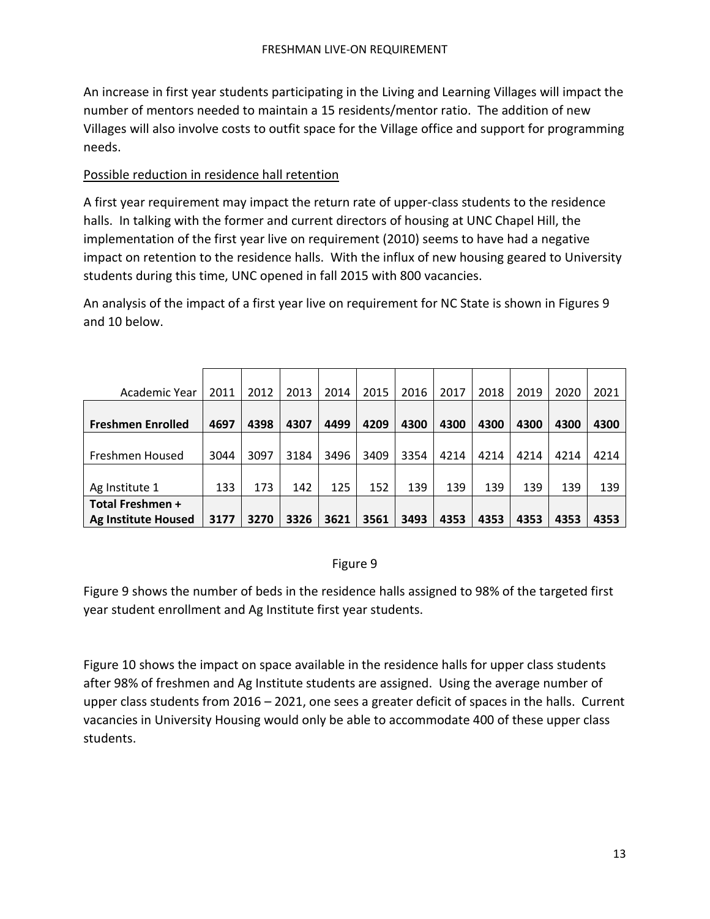An increase in first year students participating in the Living and Learning Villages will impact the number of mentors needed to maintain a 15 residents/mentor ratio. The addition of new Villages will also involve costs to outfit space for the Village office and support for programming needs.

Possible reduction in residence hall retention

A first year requirement may impact the return rate of upper-class students to the residence halls. In talking with the former and current directors of housing at UNC Chapel Hill, the implementation of the first year live on requirement (2010) seems to have had a negative impact on retention to the residence halls. With the influx of new housing geared to University students during this time, UNC opened in fall 2015 with 800 vacancies.

An analysis of the impact of a first year live on requirement for NC State is shown in Figures 9 and 10 below.

| Academic Year | 2011 | 2012 | 2013 | 2014 | 2015 | 2016 | 2017 | 2018 | 2019 | 2020 | 2021 |
|---|---|---|---|---|---|---|---|---|---|---|---|
| **Freshmen Enrolled** | **4697** | **4398** | **4307** | **4499** | **4209** | **4300** | **4300** | **4300** | **4300** | **4300** | **4300** |
| Freshmen Housed | 3044 | 3097 | 3184 | 3496 | 3409 | 3354 | 4214 | 4214 | 4214 | 4214 | 4214 |
| Ag Institute 1 | 133 | 173 | 142 | 125 | 152 | 139 | 139 | 139 | 139 | 139 | 139 |
| **Total Freshmen + Ag Institute Housed** | **3177** | **3270** | **3326** | **3621** | **3561** | **3493** | **4353** | **4353** | **4353** | **4353** | **4353** |

Figure 9

Figure 9 shows the number of beds in the residence halls assigned to 98% of the targeted first year student enrollment and Ag Institute first year students.

Figure 10 shows the impact on space available in the residence halls for upper class students after 98% of freshmen and Ag Institute students are assigned. Using the average number of upper class students from 2016 – 2021, one sees a greater deficit of spaces in the halls. Current vacancies in University Housing would only be able to accommodate 400 of these upper class students.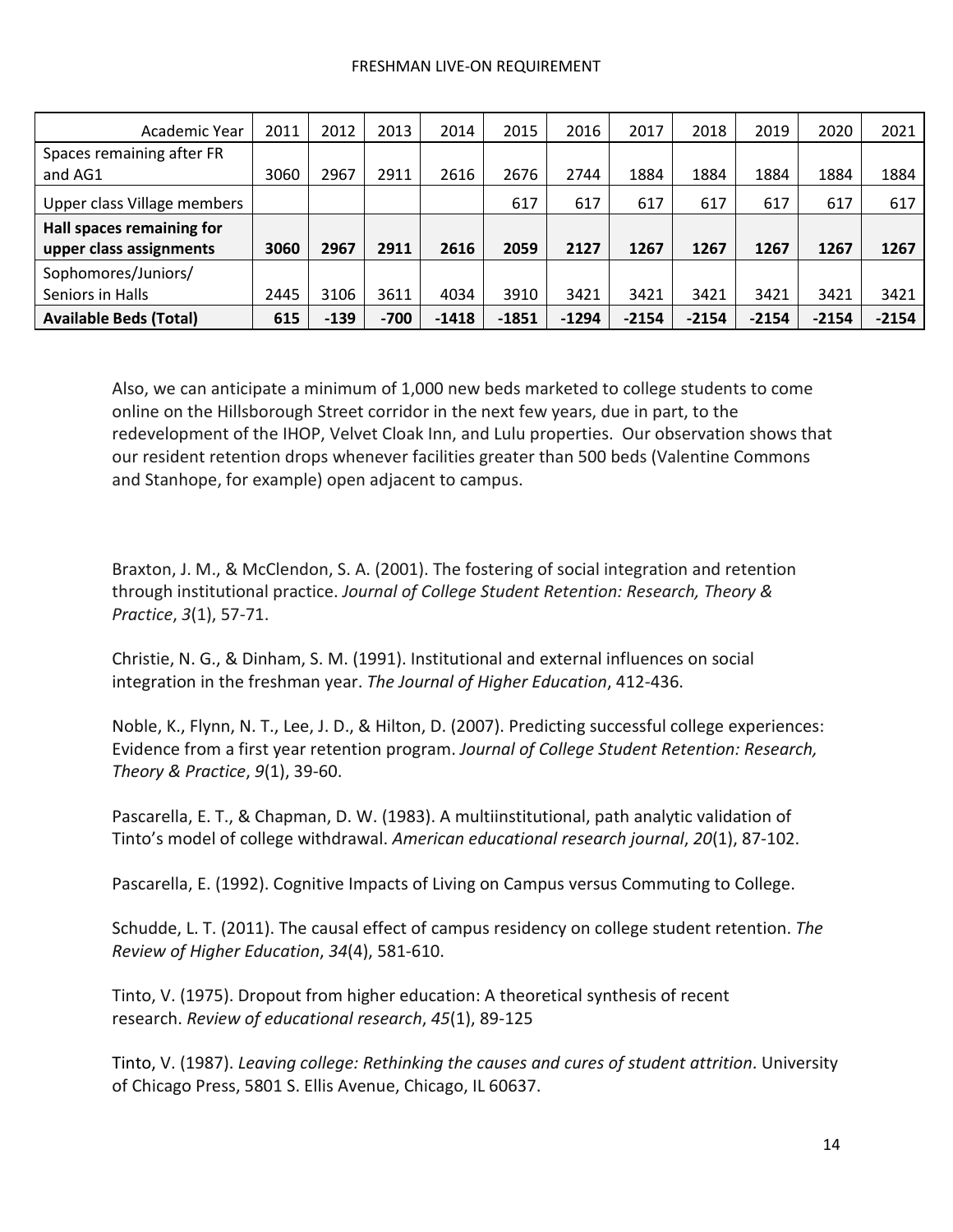| Academic Year | 2011 | 2012 | 2013 | 2014 | 2015 | 2016 | 2017 | 2018 | 2019 | 2020 | 2021 |
|---|---|---|---|---|---|---|---|---|---|---|---|
| Spaces remaining after FR and AG1 | 3060 | 2967 | 2911 | 2616 | 2676 | 2744 | 1884 | 1884 | 1884 | 1884 | 1884 |
| Upper class Village members | | | | | 617 | 617 | 617 | 617 | 617 | 617 | 617 |
| **Hall spaces remaining for upper class assignments** | **3060** | **2967** | **2911** | **2616** | **2059** | **2127** | **1267** | **1267** | **1267** | **1267** | **1267** |
| Sophomores/Juniors/ Seniors in Halls | 2445 | 3106 | 3611 | 4034 | 3910 | 3421 | 3421 | 3421 | 3421 | 3421 | 3421 |
| **Available Beds (Total)** | **615** | **-139** | **-700** | **-1418** | **-1851** | **-1294** | **-2154** | **-2154** | **-2154** | **-2154** | **-2154** |

Also, we can anticipate a minimum of 1,000 new beds marketed to college students to come online on the Hillsborough Street corridor in the next few years, due in part, to the redevelopment of the IHOP, Velvet Cloak Inn, and Lulu properties. Our observation shows that our resident retention drops whenever facilities greater than 500 beds (Valentine Commons and Stanhope, for example) open adjacent to campus.

Braxton, J. M., & McClendon, S. A. (2001). The fostering of social integration and retention through institutional practice. *Journal of College Student Retention: Research, Theory & Practice*, *3*(1), 57-71.

Christie, N. G., & Dinham, S. M. (1991). Institutional and external influences on social integration in the freshman year. *The Journal of Higher Education*, 412-436.

Noble, K., Flynn, N. T., Lee, J. D., & Hilton, D. (2007). Predicting successful college experiences: Evidence from a first year retention program. *Journal of College Student Retention: Research, Theory & Practice*, *9*(1), 39-60.

Pascarella, E. T., & Chapman, D. W. (1983). A multiinstitutional, path analytic validation of Tinto's model of college withdrawal. *American educational research journal*, *20*(1), 87-102.

Pascarella, E. (1992). Cognitive Impacts of Living on Campus versus Commuting to College.

Schudde, L. T. (2011). The causal effect of campus residency on college student retention. *The Review of Higher Education*, *34*(4), 581-610.

Tinto, V. (1975). Dropout from higher education: A theoretical synthesis of recent research. *Review of educational research*, *45*(1), 89-125

Tinto, V. (1987). *Leaving college: Rethinking the causes and cures of student attrition*. University of Chicago Press, 5801 S. Ellis Avenue, Chicago, IL 60637.